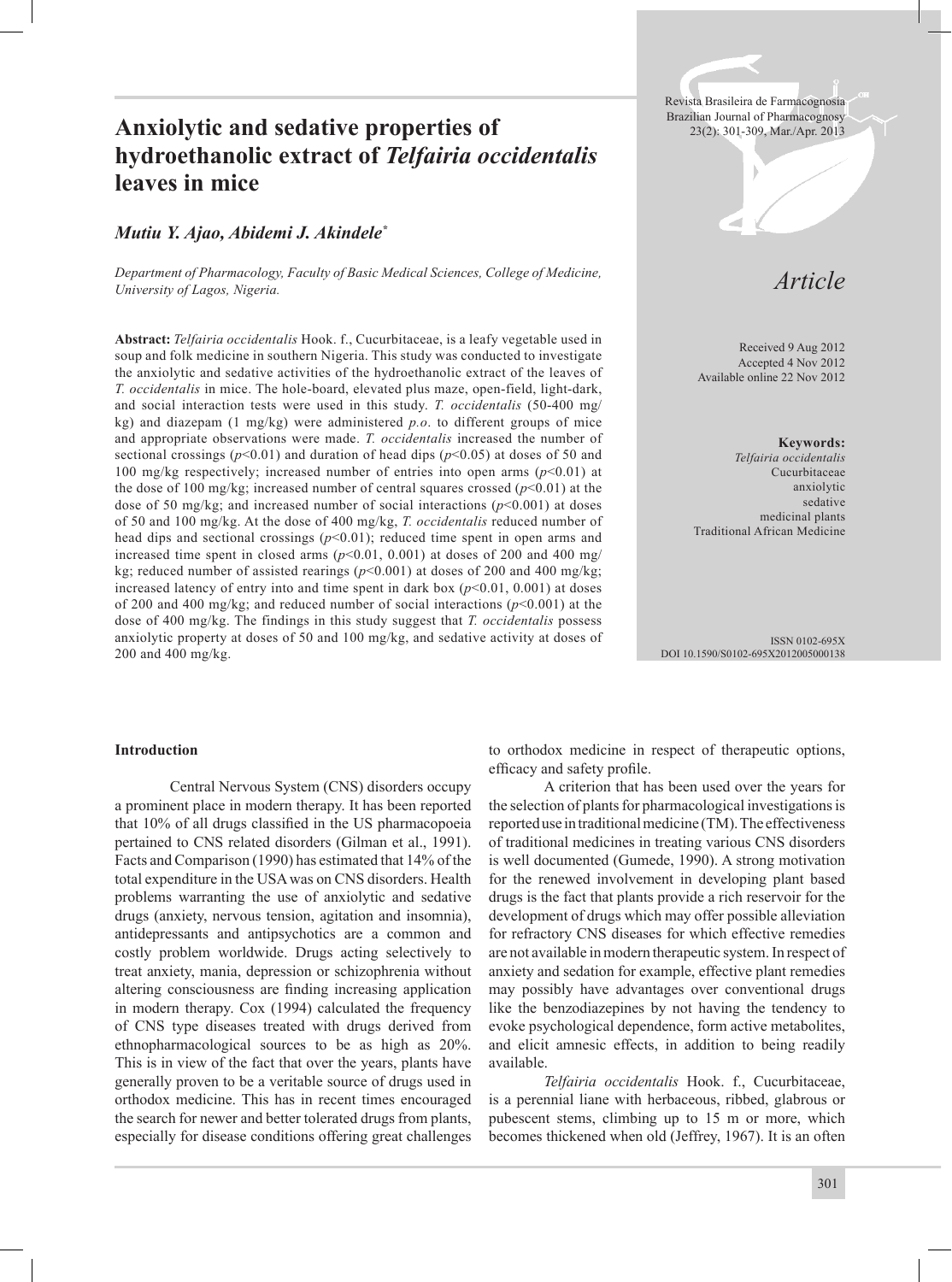# Anxiolytic and sedative properties of hydroethanolic extract of *Telfairia occidentalis* leaves in mice

*Mutiu Y. Ajao, Abidemi J. Akindele**

*Department of Pharmacology, Faculty of Basic Medical Sciences, College of Medicine, University of Lagos, Nigeria.*

Revista Brasileira de Farmacognosia
Brazilian Journal of Pharmacognosy
23(2): 301-309, Mar./Apr. 2013

*Article*

Received 9 Aug 2012
Accepted 4 Nov 2012
Available online 22 Nov 2012

**Abstract:** *Telfairia occidentalis* Hook. f., Cucurbitaceae, is a leafy vegetable used in soup and folk medicine in southern Nigeria. This study was conducted to investigate the anxiolytic and sedative activities of the hydroethanolic extract of the leaves of *T. occidentalis* in mice. The hole-board, elevated plus maze, open-field, light-dark, and social interaction tests were used in this study. *T. occidentalis* (50-400 mg/kg) and diazepam (1 mg/kg) were administered *p.o*. to different groups of mice and appropriate observations were made. *T. occidentalis* increased the number of sectional crossings ($p$<0.01) and duration of head dips ($p$<0.05) at doses of 50 and 100 mg/kg respectively; increased number of entries into open arms ($p$<0.01) at the dose of 100 mg/kg; increased number of central squares crossed ($p$<0.01) at the dose of 50 mg/kg; and increased number of social interactions ($p$<0.001) at doses of 50 and 100 mg/kg. At the dose of 400 mg/kg, *T. occidentalis* reduced number of head dips and sectional crossings ($p$<0.01); reduced time spent in open arms and increased time spent in closed arms ($p$<0.01, 0.001) at doses of 200 and 400 mg/kg; reduced number of assisted rearings ($p$<0.001) at doses of 200 and 400 mg/kg; increased latency of entry into and time spent in dark box ($p$<0.01, 0.001) at doses of 200 and 400 mg/kg; and reduced number of social interactions ($p$<0.001) at the dose of 400 mg/kg. The findings in this study suggest that *T. occidentalis* possess anxiolytic property at doses of 50 and 100 mg/kg, and sedative activity at doses of 200 and 400 mg/kg.

**Keywords:**
*Telfairia occidentalis*
Cucurbitaceae
anxiolytic
sedative
medicinal plants
Traditional African Medicine

ISSN 0102-695X
DOI 10.1590/S0102-695X2012005000138

## Introduction

Central Nervous System (CNS) disorders occupy a prominent place in modern therapy. It has been reported that 10% of all drugs classified in the US pharmacopoeia pertained to CNS related disorders (Gilman et al., 1991). Facts and Comparison (1990) has estimated that 14% of the total expenditure in the USA was on CNS disorders. Health problems warranting the use of anxiolytic and sedative drugs (anxiety, nervous tension, agitation and insomnia), antidepressants and antipsychotics are a common and costly problem worldwide. Drugs acting selectively to treat anxiety, mania, depression or schizophrenia without altering consciousness are finding increasing application in modern therapy. Cox (1994) calculated the frequency of CNS type diseases treated with drugs derived from ethnopharmacological sources to be as high as 20%. This is in view of the fact that over the years, plants have generally proven to be a veritable source of drugs used in orthodox medicine. This has in recent times encouraged the search for newer and better tolerated drugs from plants, especially for disease conditions offering great challenges to orthodox medicine in respect of therapeutic options, efficacy and safety profile.

A criterion that has been used over the years for the selection of plants for pharmacological investigations is reported use in traditional medicine (TM). The effectiveness of traditional medicines in treating various CNS disorders is well documented (Gumede, 1990). A strong motivation for the renewed involvement in developing plant based drugs is the fact that plants provide a rich reservoir for the development of drugs which may offer possible alleviation for refractory CNS diseases for which effective remedies are not available in modern therapeutic system. In respect of anxiety and sedation for example, effective plant remedies may possibly have advantages over conventional drugs like the benzodiazepines by not having the tendency to evoke psychological dependence, form active metabolites, and elicit amnesic effects, in addition to being readily available.

*Telfairia occidentalis* Hook. f., Cucurbitaceae, is a perennial liane with herbaceous, ribbed, glabrous or pubescent stems, climbing up to 15 m or more, which becomes thickened when old (Jeffrey, 1967). It is an often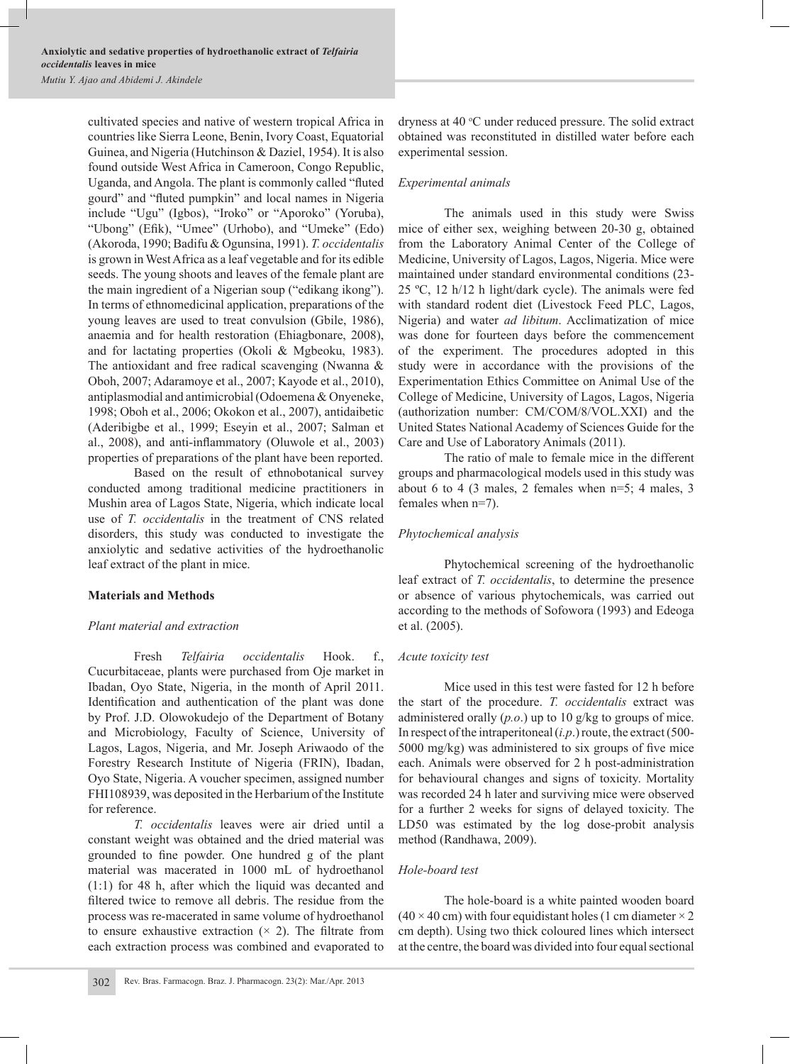cultivated species and native of western tropical Africa in countries like Sierra Leone, Benin, Ivory Coast, Equatorial Guinea, and Nigeria (Hutchinson & Daziel, 1954). It is also found outside West Africa in Cameroon, Congo Republic, Uganda, and Angola. The plant is commonly called "fluted gourd" and "fluted pumpkin" and local names in Nigeria include "Ugu" (Igbos), "Iroko" or "Aporoko" (Yoruba), "Ubong" (Efik), "Umee" (Urhobo), and "Umeke" (Edo) (Akoroda, 1990; Badifu & Ogunsina, 1991). *T. occidentalis* is grown in West Africa as a leaf vegetable and for its edible seeds. The young shoots and leaves of the female plant are the main ingredient of a Nigerian soup ("edikang ikong"). In terms of ethnomedicinal application, preparations of the young leaves are used to treat convulsion (Gbile, 1986), anaemia and for health restoration (Ehiagbonare, 2008), and for lactating properties (Okoli & Mgbeoku, 1983). The antioxidant and free radical scavenging (Nwanna & Oboh, 2007; Adaramoye et al., 2007; Kayode et al., 2010), antiplasmodial and antimicrobial (Odoemena & Onyeneke, 1998; Oboh et al., 2006; Okokon et al., 2007), antidaibetic (Aderibigbe et al., 1999; Eseyin et al., 2007; Salman et al., 2008), and anti-inflammatory (Oluwole et al., 2003) properties of preparations of the plant have been reported.

Based on the result of ethnobotanical survey conducted among traditional medicine practitioners in Mushin area of Lagos State, Nigeria, which indicate local use of *T. occidentalis* in the treatment of CNS related disorders, this study was conducted to investigate the anxiolytic and sedative activities of the hydroethanolic leaf extract of the plant in mice.

## Materials and Methods

### *Plant material and extraction*

Fresh *Telfairia occidentalis* Hook. f., Cucurbitaceae, plants were purchased from Oje market in Ibadan, Oyo State, Nigeria, in the month of April 2011. Identification and authentication of the plant was done by Prof. J.D. Olowokudejo of the Department of Botany and Microbiology, Faculty of Science, University of Lagos, Lagos, Nigeria, and Mr. Joseph Ariwaodo of the Forestry Research Institute of Nigeria (FRIN), Ibadan, Oyo State, Nigeria. A voucher specimen, assigned number FHI108939, was deposited in the Herbarium of the Institute for reference.

*T. occidentalis* leaves were air dried until a constant weight was obtained and the dried material was grounded to fine powder. One hundred g of the plant material was macerated in 1000 mL of hydroethanol (1:1) for 48 h, after which the liquid was decanted and filtered twice to remove all debris. The residue from the process was re-macerated in same volume of hydroethanol to ensure exhaustive extraction (× 2). The filtrate from each extraction process was combined and evaporated to dryness at 40 °C under reduced pressure. The solid extract obtained was reconstituted in distilled water before each experimental session.

### *Experimental animals*

The animals used in this study were Swiss mice of either sex, weighing between 20-30 g, obtained from the Laboratory Animal Center of the College of Medicine, University of Lagos, Lagos, Nigeria. Mice were maintained under standard environmental conditions (23-25 ºC, 12 h/12 h light/dark cycle). The animals were fed with standard rodent diet (Livestock Feed PLC, Lagos, Nigeria) and water *ad libitum*. Acclimatization of mice was done for fourteen days before the commencement of the experiment. The procedures adopted in this study were in accordance with the provisions of the Experimentation Ethics Committee on Animal Use of the College of Medicine, University of Lagos, Lagos, Nigeria (authorization number: CM/COM/8/VOL.XXI) and the United States National Academy of Sciences Guide for the Care and Use of Laboratory Animals (2011).

The ratio of male to female mice in the different groups and pharmacological models used in this study was about 6 to 4 (3 males, 2 females when n=5; 4 males, 3 females when n=7).

### *Phytochemical analysis*

Phytochemical screening of the hydroethanolic leaf extract of *T. occidentalis*, to determine the presence or absence of various phytochemicals, was carried out according to the methods of Sofowora (1993) and Edeoga et al. (2005).

### *Acute toxicity test*

Mice used in this test were fasted for 12 h before the start of the procedure. *T. occidentalis* extract was administered orally (*p.o.*) up to 10 g/kg to groups of mice. In respect of the intraperitoneal (*i.p.*) route, the extract (500-5000 mg/kg) was administered to six groups of five mice each. Animals were observed for 2 h post-administration for behavioural changes and signs of toxicity. Mortality was recorded 24 h later and surviving mice were observed for a further 2 weeks for signs of delayed toxicity. The LD50 was estimated by the log dose-probit analysis method (Randhawa, 2009).

### *Hole-board test*

The hole-board is a white painted wooden board (40 × 40 cm) with four equidistant holes (1 cm diameter × 2 cm depth). Using two thick coloured lines which intersect at the centre, the board was divided into four equal sectional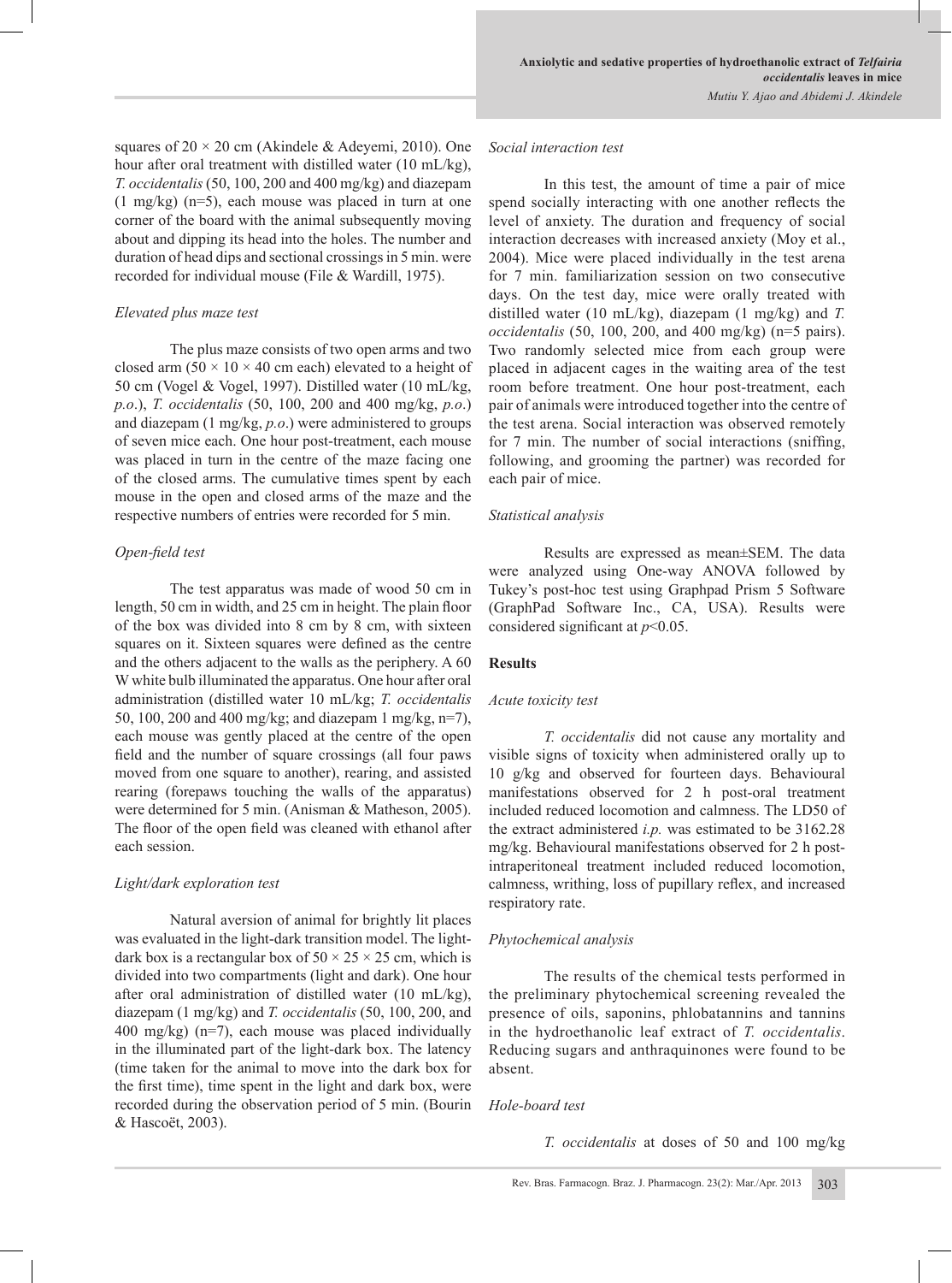squares of 20 × 20 cm (Akindele & Adeyemi, 2010). One hour after oral treatment with distilled water (10 mL/kg), *T. occidentalis* (50, 100, 200 and 400 mg/kg) and diazepam (1 mg/kg) (n=5), each mouse was placed in turn at one corner of the board with the animal subsequently moving about and dipping its head into the holes. The number and duration of head dips and sectional crossings in 5 min. were recorded for individual mouse (File & Wardill, 1975).

*Elevated plus maze test*

The plus maze consists of two open arms and two closed arm (50 × 10 × 40 cm each) elevated to a height of 50 cm (Vogel & Vogel, 1997). Distilled water (10 mL/kg, *p.o.*), *T. occidentalis* (50, 100, 200 and 400 mg/kg, *p.o.*) and diazepam (1 mg/kg, *p.o.*) were administered to groups of seven mice each. One hour post-treatment, each mouse was placed in turn in the centre of the maze facing one of the closed arms. The cumulative times spent by each mouse in the open and closed arms of the maze and the respective numbers of entries were recorded for 5 min.

*Open-field test*

The test apparatus was made of wood 50 cm in length, 50 cm in width, and 25 cm in height. The plain floor of the box was divided into 8 cm by 8 cm, with sixteen squares on it. Sixteen squares were defined as the centre and the others adjacent to the walls as the periphery. A 60 W white bulb illuminated the apparatus. One hour after oral administration (distilled water 10 mL/kg; *T. occidentalis* 50, 100, 200 and 400 mg/kg; and diazepam 1 mg/kg, n=7), each mouse was gently placed at the centre of the open field and the number of square crossings (all four paws moved from one square to another), rearing, and assisted rearing (forepaws touching the walls of the apparatus) were determined for 5 min. (Anisman & Matheson, 2005). The floor of the open field was cleaned with ethanol after each session.

*Light/dark exploration test*

Natural aversion of animal for brightly lit places was evaluated in the light-dark transition model. The light-dark box is a rectangular box of 50 × 25 × 25 cm, which is divided into two compartments (light and dark). One hour after oral administration of distilled water (10 mL/kg), diazepam (1 mg/kg) and *T. occidentalis* (50, 100, 200, and 400 mg/kg) (n=7), each mouse was placed individually in the illuminated part of the light-dark box. The latency (time taken for the animal to move into the dark box for the first time), time spent in the light and dark box, were recorded during the observation period of 5 min. (Bourin & Hascoët, 2003).

*Social interaction test*

In this test, the amount of time a pair of mice spend socially interacting with one another reflects the level of anxiety. The duration and frequency of social interaction decreases with increased anxiety (Moy et al., 2004). Mice were placed individually in the test arena for 7 min. familiarization session on two consecutive days. On the test day, mice were orally treated with distilled water (10 mL/kg), diazepam (1 mg/kg) and *T. occidentalis* (50, 100, 200, and 400 mg/kg) (n=5 pairs). Two randomly selected mice from each group were placed in adjacent cages in the waiting area of the test room before treatment. One hour post-treatment, each pair of animals were introduced together into the centre of the test arena. Social interaction was observed remotely for 7 min. The number of social interactions (sniffing, following, and grooming the partner) was recorded for each pair of mice.

*Statistical analysis*

Results are expressed as mean±SEM. The data were analyzed using One-way ANOVA followed by Tukey's post-hoc test using Graphpad Prism 5 Software (GraphPad Software Inc., CA, USA). Results were considered significant at $p<0.05$.

## Results

*Acute toxicity test*

*T. occidentalis* did not cause any mortality and visible signs of toxicity when administered orally up to 10 g/kg and observed for fourteen days. Behavioural manifestations observed for 2 h post-oral treatment included reduced locomotion and calmness. The $LD_{50}$ of the extract administered *i.p.* was estimated to be 3162.28 mg/kg. Behavioural manifestations observed for 2 h post-intraperitoneal treatment included reduced locomotion, calmness, writhing, loss of pupillary reflex, and increased respiratory rate.

*Phytochemical analysis*

The results of the chemical tests performed in the preliminary phytochemical screening revealed the presence of oils, saponins, phlobatannins and tannins in the hydroethanolic leaf extract of *T. occidentalis*. Reducing sugars and anthraquinones were found to be absent.

*Hole-board test*

*T. occidentalis* at doses of 50 and 100 mg/kg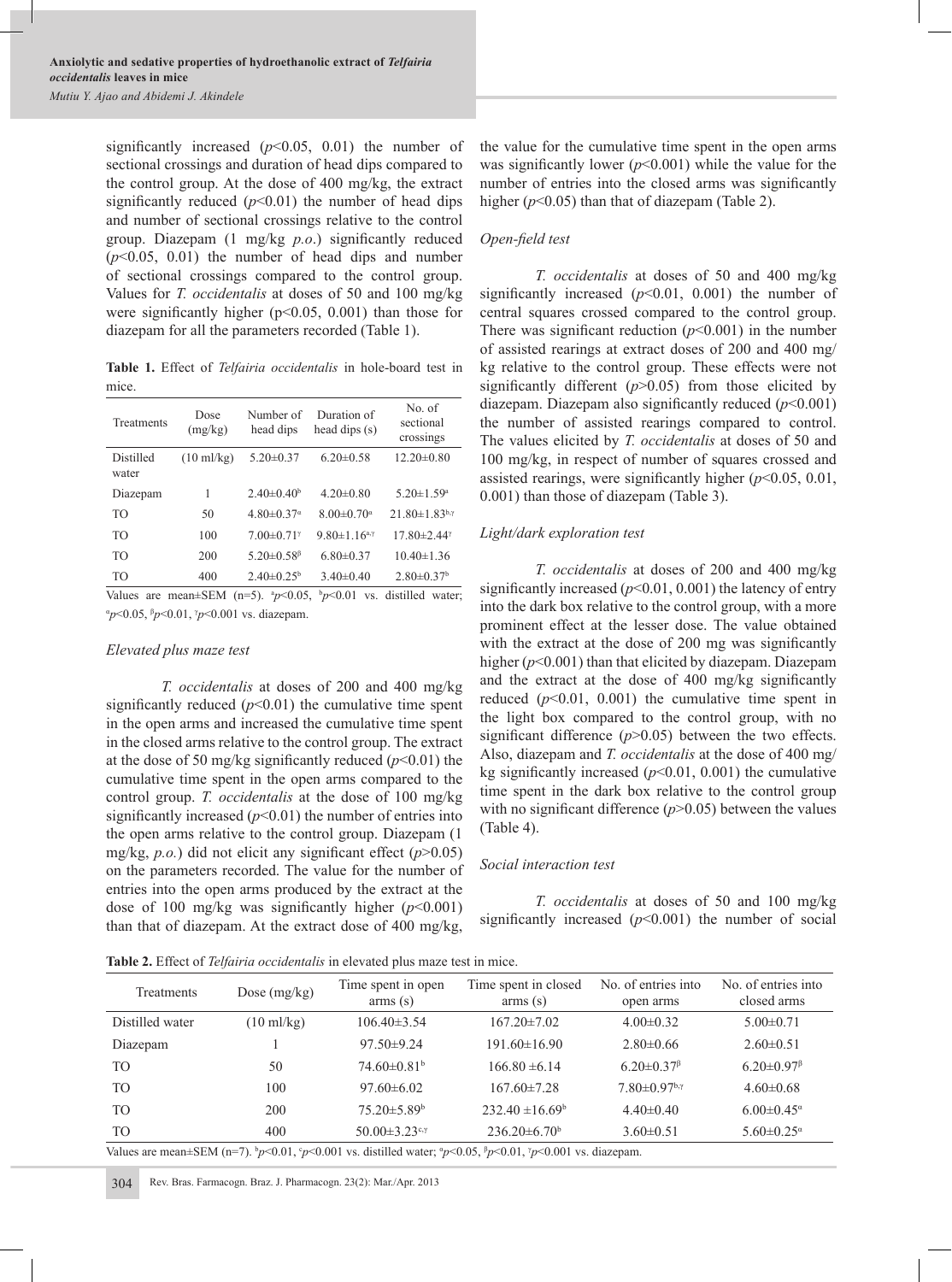significantly increased ($p<0.05$, 0.01) the number of sectional crossings and duration of head dips compared to the control group. At the dose of 400 mg/kg, the extract significantly reduced ($p<0.01$) the number of head dips and number of sectional crossings relative to the control group. Diazepam (1 mg/kg *p.o.*) significantly reduced ($p<0.05$, 0.01) the number of head dips and number of sectional crossings compared to the control group. Values for *T. occidentalis* at doses of 50 and 100 mg/kg were significantly higher ($p<0.05$, 0.001) than those for diazepam for all the parameters recorded (Table 1).

**Table 1.** Effect of *Telfairia occidentalis* in hole-board test in mice.

| Treatments | Dose (mg/kg) | Number of head dips | Duration of head dips (s) | No. of sectional crossings |
|---|---|---|---|---|
| Distilled water | (10 ml/kg) | 5.20±0.37 | 6.20±0.58 | 12.20±0.80 |
| Diazepam | 1 | 2.40±0.40$^{b}$ | 4.20±0.80 | 5.20±1.59$^{a}$ |
| TO | 50 | 4.80±0.37$^{\alpha}$ | 8.00±0.70$^{\alpha}$ | 21.80±1.83$^{b,\gamma}$ |
| TO | 100 | 7.00±0.71$^{\gamma}$ | 9.80±1.16$^{a,\gamma}$ | 17.80±2.44$^{\gamma}$ |
| TO | 200 | 5.20±0.58$^{\beta}$ | 6.80±0.37 | 10.40±1.36 |
| TO | 400 | 2.40±0.25$^{b}$ | 3.40±0.40 | 2.80±0.37$^{b}$ |

Values are mean±SEM (n=5). $^{a}p<0.05$, $^{b}p<0.01$ vs. distilled water; $^{\alpha}p<0.05$, $^{\beta}p<0.01$, $^{\gamma}p<0.001$ vs. diazepam.

*Elevated plus maze test*

*T. occidentalis* at doses of 200 and 400 mg/kg significantly reduced ($p<0.01$) the cumulative time spent in the open arms and increased the cumulative time spent in the closed arms relative to the control group. The extract at the dose of 50 mg/kg significantly reduced ($p<0.01$) the cumulative time spent in the open arms compared to the control group. *T. occidentalis* at the dose of 100 mg/kg significantly increased ($p<0.01$) the number of entries into the open arms relative to the control group. Diazepam (1 mg/kg, *p.o.*) did not elicit any significant effect ($p>0.05$) on the parameters recorded. The value for the number of entries into the open arms produced by the extract at the dose of 100 mg/kg was significantly higher ($p<0.001$) than that of diazepam. At the extract dose of 400 mg/kg, the value for the cumulative time spent in the open arms was significantly lower ($p<0.001$) while the value for the number of entries into the closed arms was significantly higher ($p<0.05$) than that of diazepam (Table 2).

*Open-field test*

*T. occidentalis* at doses of 50 and 400 mg/kg significantly increased ($p<0.01$, 0.001) the number of central squares crossed compared to the control group. There was significant reduction ($p<0.001$) in the number of assisted rearings at extract doses of 200 and 400 mg/kg relative to the control group. These effects were not significantly different ($p>0.05$) from those elicited by diazepam. Diazepam also significantly reduced ($p<0.001$) the number of assisted rearings compared to control. The values elicited by *T. occidentalis* at doses of 50 and 100 mg/kg, in respect of number of squares crossed and assisted rearings, were significantly higher ($p<0.05$, 0.01, 0.001) than those of diazepam (Table 3).

*Light/dark exploration test*

*T. occidentalis* at doses of 200 and 400 mg/kg significantly increased ($p<0.01$, 0.001) the latency of entry into the dark box relative to the control group, with a more prominent effect at the lesser dose. The value obtained with the extract at the dose of 200 mg was significantly higher ($p<0.001$) than that elicited by diazepam. Diazepam and the extract at the dose of 400 mg/kg significantly reduced ($p<0.01$, 0.001) the cumulative time spent in the light box compared to the control group, with no significant difference ($p>0.05$) between the two effects. Also, diazepam and *T. occidentalis* at the dose of 400 mg/kg significantly increased ($p<0.01$, 0.001) the cumulative time spent in the dark box relative to the control group with no significant difference ($p>0.05$) between the values (Table 4).

*Social interaction test*

*T. occidentalis* at doses of 50 and 100 mg/kg significantly increased ($p<0.001$) the number of social

**Table 2.** Effect of *Telfairia occidentalis* in elevated plus maze test in mice.

| Treatments | Dose (mg/kg) | Time spent in open arms (s) | Time spent in closed arms (s) | No. of entries into open arms | No. of entries into closed arms |
|---|---|---|---|---|---|
| Distilled water | (10 ml/kg) | 106.40±3.54 | 167.20±7.02 | 4.00±0.32 | 5.00±0.71 |
| Diazepam | 1 | 97.50±9.24 | 191.60±16.90 | 2.80±0.66 | 2.60±0.51 |
| TO | 50 | 74.60±0.81$^{b}$ | 166.80 ±6.14 | 6.20±0.37$^{\beta}$ | 6.20±0.97$^{\beta}$ |
| TO | 100 | 97.60±6.02 | 167.60±7.28 | 7.80±0.97$^{b,\gamma}$ | 4.60±0.68 |
| TO | 200 | 75.20±5.89$^{b}$ | 232.40 ±16.69$^{b}$ | 4.40±0.40 | 6.00±0.45$^{\alpha}$ |
| TO | 400 | 50.00±3.23$^{c,\gamma}$ | 236.20±6.70$^{b}$ | 3.60±0.51 | 5.60±0.25$^{\alpha}$ |

Values are mean±SEM (n=7). $^{b}p<0.01$, $^{c}p<0.001$ vs. distilled water; $^{\alpha}p<0.05$, $^{\beta}p<0.01$, $^{\gamma}p<0.001$ vs. diazepam.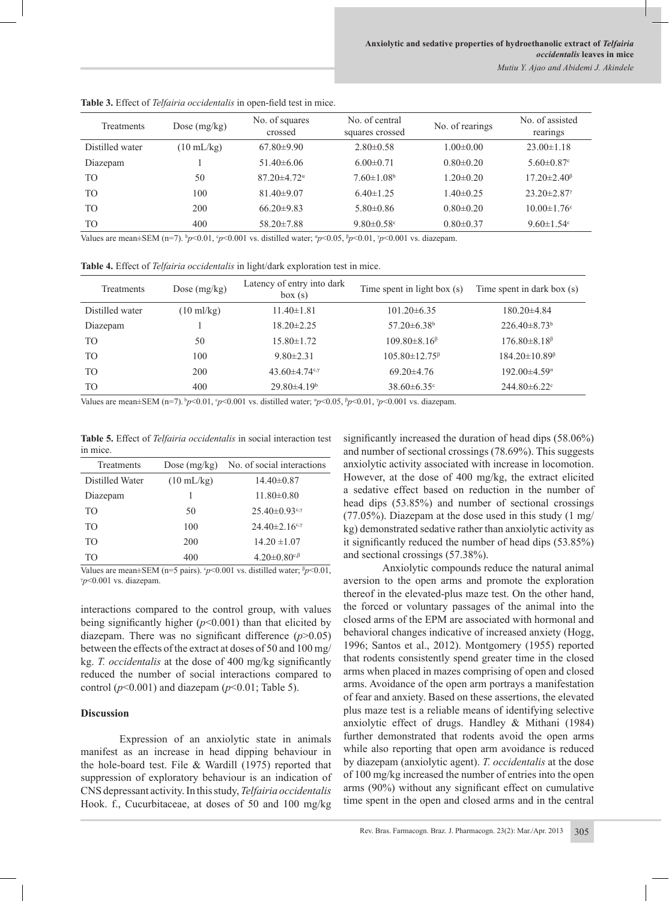**Table 3.** Effect of *Telfairia occidentalis* in open-field test in mice.

| Treatments | Dose (mg/kg) | No. of squares crossed | No. of central squares crossed | No. of rearings | No. of assisted rearings |
|---|---|---|---|---|---|
| Distilled water | (10 mL/kg) | 67.80±9.90 | 2.80±0.58 | 1.00±0.00 | 23.00±1.18 |
| Diazepam | 1 | 51.40±6.06 | 6.00±0.71 | 0.80±0.20 | 5.60±0.87[c] |
| TO | 50 | 87.20±4.72[α] | 7.60±1.08[b] | 1.20±0.20 | 17.20±2.40[β] |
| TO | 100 | 81.40±9.07 | 6.40±1.25 | 1.40±0.25 | 23.20±2.87[γ] |
| TO | 200 | 66.20±9.83 | 5.80±0.86 | 0.80±0.20 | 10.00±1.76[c] |
| TO | 400 | 58.20±7.88 | 9.80±0.58[c] | 0.80±0.37 | 9.60±1.54[c] |

Values are mean±SEM (n=7). [b]$p<0.01$, [c]$p<0.001$ vs. distilled water; [α]$p<0.05$, [β]$p<0.01$, [γ]$p<0.001$ vs. diazepam.

**Table 4.** Effect of *Telfairia occidentalis* in light/dark exploration test in mice.

| Treatments | Dose (mg/kg) | Latency of entry into dark box (s) | Time spent in light box (s) | Time spent in dark box (s) |
|---|---|---|---|---|
| Distilled water | (10 ml/kg) | 11.40±1.81 | 101.20±6.35 | 180.20±4.84 |
| Diazepam | 1 | 18.20±2.25 | 57.20±6.38[b] | 226.40±8.73[b] |
| TO | 50 | 15.80±1.72 | 109.80±8.16[β] | 176.80±8.18[β] |
| TO | 100 | 9.80±2.31 | 105.80±12.75[β] | 184.20±10.89[β] |
| TO | 200 | 43.60±4.74[c,γ] | 69.20±4.76 | 192.00±4.59[α] |
| TO | 400 | 29.80±4.19[b] | 38.60±6.35[c] | 244.80±6.22[c] |

Values are mean±SEM (n=7). [b]$p<0.01$, [c]$p<0.001$ vs. distilled water; [α]$p<0.05$, [β]$p<0.01$, [γ]$p<0.001$ vs. diazepam.

**Table 5.** Effect of *Telfairia occidentalis* in social interaction test in mice.

| Treatments | Dose (mg/kg) | No. of social interactions |
|---|---|---|
| Distilled Water | (10 mL/kg) | 14.40±0.87 |
| Diazepam | 1 | 11.80±0.80 |
| TO | 50 | 25.40±0.93[c,γ] |
| TO | 100 | 24.40±2.16[c,γ] |
| TO | 200 | 14.20 ±1.07 |
| TO | 400 | 4.20±0.80[c,β] |

Values are mean±SEM (n=5 pairs). [c]$p<0.001$ vs. distilled water; [β]$p<0.01$, [γ]$p<0.001$ vs. diazepam.

interactions compared to the control group, with values being significantly higher ($p<0.001$) than that elicited by diazepam. There was no significant difference ($p>0.05$) between the effects of the extract at doses of 50 and 100 mg/kg. *T. occidentalis* at the dose of 400 mg/kg significantly reduced the number of social interactions compared to control ($p<0.001$) and diazepam ($p<0.01$; Table 5).

## Discussion

Expression of an anxiolytic state in animals manifest as an increase in head dipping behaviour in the hole-board test. File & Wardill (1975) reported that suppression of exploratory behaviour is an indication of CNS depressant activity. In this study, *Telfairia occidentalis* Hook. f., Cucurbitaceae, at doses of 50 and 100 mg/kg significantly increased the duration of head dips (58.06%) and number of sectional crossings (78.69%). This suggests anxiolytic activity associated with increase in locomotion. However, at the dose of 400 mg/kg, the extract elicited a sedative effect based on reduction in the number of head dips (53.85%) and number of sectional crossings (77.05%). Diazepam at the dose used in this study (1 mg/kg) demonstrated sedative rather than anxiolytic activity as it significantly reduced the number of head dips (53.85%) and sectional crossings (57.38%).

Anxiolytic compounds reduce the natural animal aversion to the open arms and promote the exploration thereof in the elevated-plus maze test. On the other hand, the forced or voluntary passages of the animal into the closed arms of the EPM are associated with hormonal and behavioral changes indicative of increased anxiety (Hogg, 1996; Santos et al., 2012). Montgomery (1955) reported that rodents consistently spend greater time in the closed arms when placed in mazes comprising of open and closed arms. Avoidance of the open arm portrays a manifestation of fear and anxiety. Based on these assertions, the elevated plus maze test is a reliable means of identifying selective anxiolytic effect of drugs. Handley & Mithani (1984) further demonstrated that rodents avoid the open arms while also reporting that open arm avoidance is reduced by diazepam (anxiolytic agent). *T. occidentalis* at the dose of 100 mg/kg increased the number of entries into the open arms (90%) without any significant effect on cumulative time spent in the open and closed arms and in the central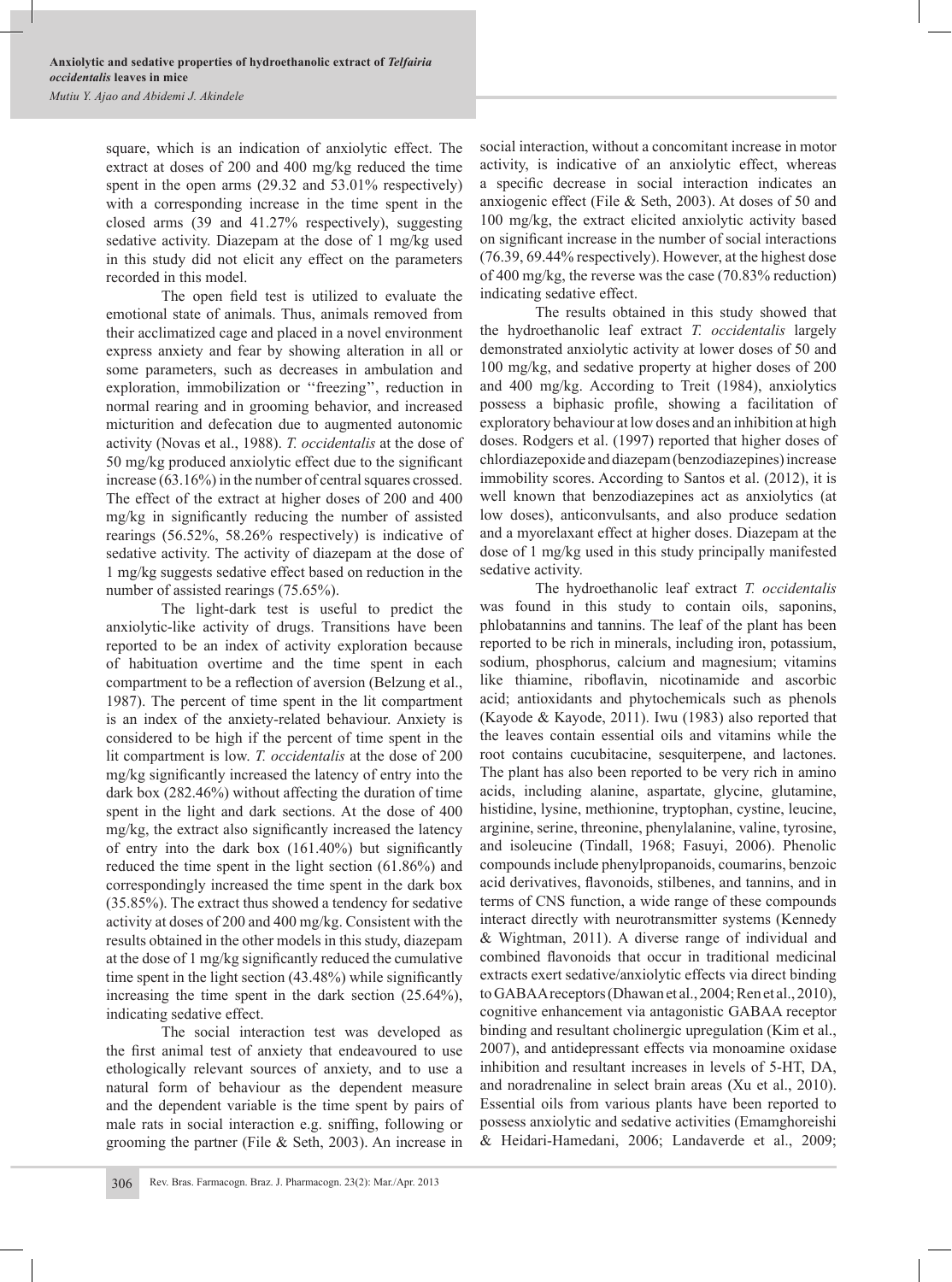square, which is an indication of anxiolytic effect. The extract at doses of 200 and 400 mg/kg reduced the time spent in the open arms (29.32 and 53.01% respectively) with a corresponding increase in the time spent in the closed arms (39 and 41.27% respectively), suggesting sedative activity. Diazepam at the dose of 1 mg/kg used in this study did not elicit any effect on the parameters recorded in this model.

The open field test is utilized to evaluate the emotional state of animals. Thus, animals removed from their acclimatized cage and placed in a novel environment express anxiety and fear by showing alteration in all or some parameters, such as decreases in ambulation and exploration, immobilization or ''freezing'', reduction in normal rearing and in grooming behavior, and increased micturition and defecation due to augmented autonomic activity (Novas et al., 1988). *T. occidentalis* at the dose of 50 mg/kg produced anxiolytic effect due to the significant increase (63.16%) in the number of central squares crossed. The effect of the extract at higher doses of 200 and 400 mg/kg in significantly reducing the number of assisted rearings (56.52%, 58.26% respectively) is indicative of sedative activity. The activity of diazepam at the dose of 1 mg/kg suggests sedative effect based on reduction in the number of assisted rearings (75.65%).

The light-dark test is useful to predict the anxiolytic-like activity of drugs. Transitions have been reported to be an index of activity exploration because of habituation overtime and the time spent in each compartment to be a reflection of aversion (Belzung et al., 1987). The percent of time spent in the lit compartment is an index of the anxiety-related behaviour. Anxiety is considered to be high if the percent of time spent in the lit compartment is low. *T. occidentalis* at the dose of 200 mg/kg significantly increased the latency of entry into the dark box (282.46%) without affecting the duration of time spent in the light and dark sections. At the dose of 400 mg/kg, the extract also significantly increased the latency of entry into the dark box (161.40%) but significantly reduced the time spent in the light section (61.86%) and correspondingly increased the time spent in the dark box (35.85%). The extract thus showed a tendency for sedative activity at doses of 200 and 400 mg/kg. Consistent with the results obtained in the other models in this study, diazepam at the dose of 1 mg/kg significantly reduced the cumulative time spent in the light section (43.48%) while significantly increasing the time spent in the dark section (25.64%), indicating sedative effect.

The social interaction test was developed as the first animal test of anxiety that endeavoured to use ethologically relevant sources of anxiety, and to use a natural form of behaviour as the dependent measure and the dependent variable is the time spent by pairs of male rats in social interaction e.g. sniffing, following or grooming the partner (File & Seth, 2003). An increase in social interaction, without a concomitant increase in motor activity, is indicative of an anxiolytic effect, whereas a specific decrease in social interaction indicates an anxiogenic effect (File & Seth, 2003). At doses of 50 and 100 mg/kg, the extract elicited anxiolytic activity based on significant increase in the number of social interactions (76.39, 69.44% respectively). However, at the highest dose of 400 mg/kg, the reverse was the case (70.83% reduction) indicating sedative effect.

The results obtained in this study showed that the hydroethanolic leaf extract *T. occidentalis* largely demonstrated anxiolytic activity at lower doses of 50 and 100 mg/kg, and sedative property at higher doses of 200 and 400 mg/kg. According to Treit (1984), anxiolytics possess a biphasic profile, showing a facilitation of exploratory behaviour at low doses and an inhibition at high doses. Rodgers et al. (1997) reported that higher doses of chlordiazepoxide and diazepam (benzodiazepines) increase immobility scores. According to Santos et al. (2012), it is well known that benzodiazepines act as anxiolytics (at low doses), anticonvulsants, and also produce sedation and a myorelaxant effect at higher doses. Diazepam at the dose of 1 mg/kg used in this study principally manifested sedative activity.

The hydroethanolic leaf extract *T. occidentalis* was found in this study to contain oils, saponins, phlobatannins and tannins. The leaf of the plant has been reported to be rich in minerals, including iron, potassium, sodium, phosphorus, calcium and magnesium; vitamins like thiamine, riboflavin, nicotinamide and ascorbic acid; antioxidants and phytochemicals such as phenols (Kayode & Kayode, 2011). Iwu (1983) also reported that the leaves contain essential oils and vitamins while the root contains cucubitacine, sesquiterpene, and lactones. The plant has also been reported to be very rich in amino acids, including alanine, aspartate, glycine, glutamine, histidine, lysine, methionine, tryptophan, cystine, leucine, arginine, serine, threonine, phenylalanine, valine, tyrosine, and isoleucine (Tindall, 1968; Fasuyi, 2006). Phenolic compounds include phenylpropanoids, coumarins, benzoic acid derivatives, flavonoids, stilbenes, and tannins, and in terms of CNS function, a wide range of these compounds interact directly with neurotransmitter systems (Kennedy & Wightman, 2011). A diverse range of individual and combined flavonoids that occur in traditional medicinal extracts exert sedative/anxiolytic effects via direct binding to GABAA receptors (Dhawan et al., 2004; Ren et al., 2010), cognitive enhancement via antagonistic GABAA receptor binding and resultant cholinergic upregulation (Kim et al., 2007), and antidepressant effects via monoamine oxidase inhibition and resultant increases in levels of 5-HT, DA, and noradrenaline in select brain areas (Xu et al., 2010). Essential oils from various plants have been reported to possess anxiolytic and sedative activities (Emamghoreishi & Heidari-Hamedani, 2006; Landaverde et al., 2009;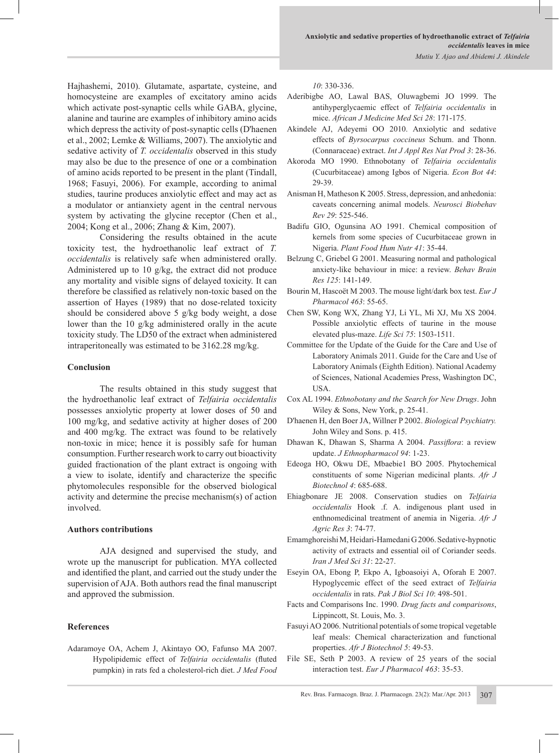Hajhashemi, 2010). Glutamate, aspartate, cysteine, and homocysteine are examples of excitatory amino acids which activate post-synaptic cells while GABA, glycine, alanine and taurine are examples of inhibitory amino acids which depress the activity of post-synaptic cells (D'haenen et al., 2002; Lemke & Williams, 2007). The anxiolytic and sedative activity of *T. occidentalis* observed in this study may also be due to the presence of one or a combination of amino acids reported to be present in the plant (Tindall, 1968; Fasuyi, 2006). For example, according to animal studies, taurine produces anxiolytic effect and may act as a modulator or antianxiety agent in the central nervous system by activating the glycine receptor (Chen et al., 2004; Kong et al., 2006; Zhang & Kim, 2007).

Considering the results obtained in the acute toxicity test, the hydroethanolic leaf extract of *T. occidentalis* is relatively safe when administered orally. Administered up to 10 g/kg, the extract did not produce any mortality and visible signs of delayed toxicity. It can therefore be classified as relatively non-toxic based on the assertion of Hayes (1989) that no dose-related toxicity should be considered above 5 g/kg body weight, a dose lower than the 10 g/kg administered orally in the acute toxicity study. The LD50 of the extract when administered intraperitoneally was estimated to be 3162.28 mg/kg.

## Conclusion

The results obtained in this study suggest that the hydroethanolic leaf extract of *Telfairia occidentalis* possesses anxiolytic property at lower doses of 50 and 100 mg/kg, and sedative activity at higher doses of 200 and 400 mg/kg. The extract was found to be relatively non-toxic in mice; hence it is possibly safe for human consumption. Further research work to carry out bioactivity guided fractionation of the plant extract is ongoing with a view to isolate, identify and characterize the specific phytomolecules responsible for the observed biological activity and determine the precise mechanism(s) of action involved.

## Authors contributions

AJA designed and supervised the study, and wrote up the manuscript for publication. MYA collected and identified the plant, and carried out the study under the supervision of AJA. Both authors read the final manuscript and approved the submission.

## References

Adaramoye OA, Achem J, Akintayo OO, Fafunso MA 2007. Hypolipidemic effect of *Telfairia occidentalis* (fluted pumpkin) in rats fed a cholesterol-rich diet. *J Med Food 10*: 330-336.

Aderibigbe AO, Lawal BAS, Oluwagbemi JO 1999. The antihyperglycaemic effect of *Telfairia occidentalis* in mice. *African J Medicine Med Sci 28*: 171-175.

Akindele AJ, Adeyemi OO 2010. Anxiolytic and sedative effects of *Byrsocarpus coccineus* Schum. and Thonn. (Connaraceae) extract. *Int J Appl Res Nat Prod 3*: 28-36.

Akoroda MO 1990. Ethnobotany of *Telfairia occidentalis* (Cucurbitaceae) among Igbos of Nigeria. *Econ Bot 44*: 29-39.

Anisman H, Matheson K 2005. Stress, depression, and anhedonia: caveats concerning animal models. *Neurosci Biobehav Rev 29*: 525-546.

Badifu GIO, Ogunsina AO 1991. Chemical composition of kernels from some species of Cucurbitaceae grown in Nigeria. *Plant Food Hum Nutr 41*: 35-44.

Belzung C, Griebel G 2001. Measuring normal and pathological anxiety-like behaviour in mice: a review. *Behav Brain Res 125*: 141-149.

Bourin M, Hascoët M 2003. The mouse light/dark box test. *Eur J Pharmacol 463*: 55-65.

Chen SW, Kong WX, Zhang YJ, Li YL, Mi XJ, Mu XS 2004. Possible anxiolytic effects of taurine in the mouse elevated plus-maze. *Life Sci 75*: 1503-1511.

Committee for the Update of the Guide for the Care and Use of Laboratory Animals 2011. Guide for the Care and Use of Laboratory Animals (Eighth Edition). National Academy of Sciences, National Academies Press, Washington DC, USA.

Cox AL 1994. *Ethnobotany and the Search for New Drugs*. John Wiley & Sons, New York, p. 25-41.

D'haenen H, den Boer JA, Willner P 2002. *Biological Psychiatry.* John Wiley and Sons. p. 415.

Dhawan K, Dhawan S, Sharma A 2004. *Passiflora*: a review update. *J Ethnopharmacol 94*: 1-23.

Edeoga HO, Okwu DE, Mbaebie1 BO 2005. Phytochemical constituents of some Nigerian medicinal plants. *Afr J Biotechnol 4*: 685-688.

Ehiagbonare JE 2008. Conservation studies on *Telfairia occidentalis* Hook .f. A. indigenous plant used in enthnomedicinal treatment of anemia in Nigeria. *Afr J Agric Res 3*: 74-77.

Emamghoreishi M, Heidari-Hamedani G 2006. Sedative-hypnotic activity of extracts and essential oil of Coriander seeds. *Iran J Med Sci 31*: 22-27.

Eseyin OA, Ebong P, Ekpo A, Igboasoiyi A, Oforah E 2007. Hypoglycemic effect of the seed extract of *Telfairia occidentalis* in rats. *Pak J Biol Sci 10*: 498-501.

Facts and Comparisons Inc. 1990. *Drug facts and comparisons*, Lippincott, St. Louis, Mo. 3.

Fasuyi AO 2006. Nutritional potentials of some tropical vegetable leaf meals: Chemical characterization and functional properties. *Afr J Biotechnol 5*: 49-53.

File SE, Seth P 2003. A review of 25 years of the social interaction test. *Eur J Pharmacol 463*: 35-53.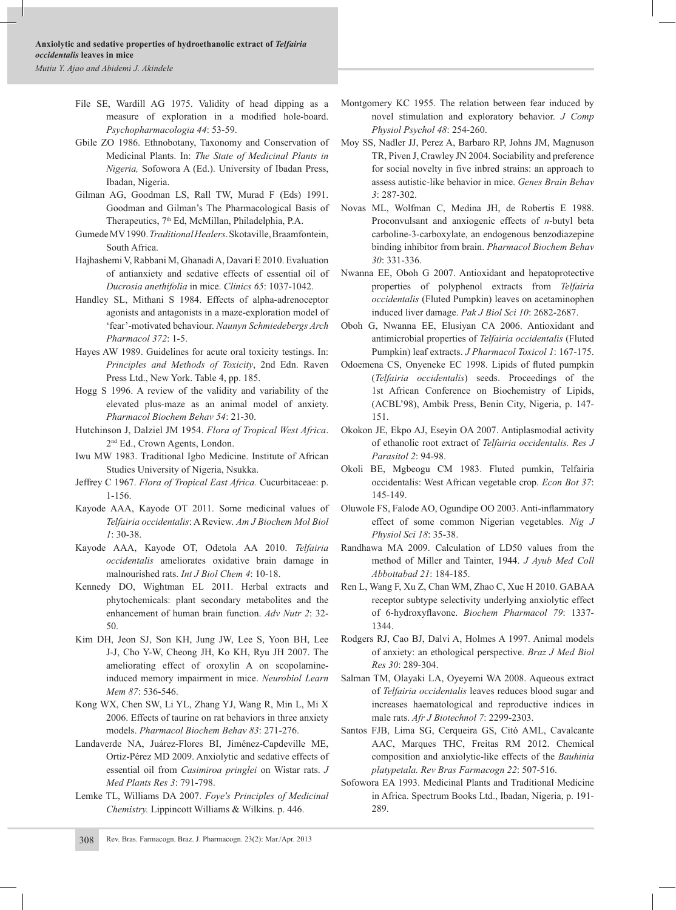File SE, Wardill AG 1975. Validity of head dipping as a measure of exploration in a modified hole-board. *Psychopharmacologia 44*: 53-59.

Gbile ZO 1986. Ethnobotany, Taxonomy and Conservation of Medicinal Plants. In: *The State of Medicinal Plants in Nigeria,* Sofowora A (Ed.). University of Ibadan Press, Ibadan, Nigeria.

Gilman AG, Goodman LS, Rall TW, Murad F (Eds) 1991. Goodman and Gilman's The Pharmacological Basis of Therapeutics, 7th Ed, McMillan, Philadelphia, P.A.

Gumede MV 1990. *Traditional Healers*. Skotaville, Braamfontein, South Africa.

Hajhashemi V, Rabbani M, Ghanadi A, Davari E 2010. Evaluation of antianxiety and sedative effects of essential oil of *Ducrosia anethifolia* in mice. *Clinics 65*: 1037-1042.

Handley SL, Mithani S 1984. Effects of alpha-adrenoceptor agonists and antagonists in a maze-exploration model of 'fear'-motivated behaviour. *Naunyn Schmiedebergs Arch Pharmacol 372*: 1-5.

Hayes AW 1989. Guidelines for acute oral toxicity testings. In: *Principles and Methods of Toxicity*, 2nd Edn. Raven Press Ltd., New York. Table 4, pp. 185.

Hogg S 1996. A review of the validity and variability of the elevated plus-maze as an animal model of anxiety. *Pharmacol Biochem Behav 54*: 21-30.

Hutchinson J, Dalziel JM 1954. *Flora of Tropical West Africa*. 2nd Ed., Crown Agents, London.

Iwu MW 1983. Traditional Igbo Medicine. Institute of African Studies University of Nigeria, Nsukka.

Jeffrey C 1967. *Flora of Tropical East Africa.* Cucurbitaceae: p. 1-156.

Kayode AAA, Kayode OT 2011. Some medicinal values of *Telfairia occidentalis*: A Review. *Am J Biochem Mol Biol 1*: 30-38.

Kayode AAA, Kayode OT, Odetola AA 2010. *Telfairia occidentalis* ameliorates oxidative brain damage in malnourished rats. *Int J Biol Chem 4*: 10-18.

Kennedy DO, Wightman EL 2011. Herbal extracts and phytochemicals: plant secondary metabolites and the enhancement of human brain function. *Adv Nutr 2*: 32-50.

Kim DH, Jeon SJ, Son KH, Jung JW, Lee S, Yoon BH, Lee J-J, Cho Y-W, Cheong JH, Ko KH, Ryu JH 2007. The ameliorating effect of oroxylin A on scopolamine-induced memory impairment in mice. *Neurobiol Learn Mem 87*: 536-546.

Kong WX, Chen SW, Li YL, Zhang YJ, Wang R, Min L, Mi X 2006. Effects of taurine on rat behaviors in three anxiety models. *Pharmacol Biochem Behav 83*: 271-276.

Landaverde NA, Juárez-Flores BI, Jiménez-Capdeville ME, Ortiz-Pérez MD 2009. Anxiolytic and sedative effects of essential oil from *Casimiroa pringlei* on Wistar rats. *J Med Plants Res 3*: 791-798.

Lemke TL, Williams DA 2007. *Foye's Principles of Medicinal Chemistry.* Lippincott Williams & Wilkins. p. 446.

Montgomery KC 1955. The relation between fear induced by novel stimulation and exploratory behavior. *J Comp Physiol Psychol 48*: 254-260.

Moy SS, Nadler JJ, Perez A, Barbaro RP, Johns JM, Magnuson TR, Piven J, Crawley JN 2004. Sociability and preference for social novelty in five inbred strains: an approach to assess autistic-like behavior in mice. *Genes Brain Behav 3*: 287-302.

Novas ML, Wolfman C, Medina JH, de Robertis E 1988. Proconvulsant and anxiogenic effects of *n*-butyl beta carboline-3-carboxylate, an endogenous benzodiazepine binding inhibitor from brain. *Pharmacol Biochem Behav 30*: 331-336.

Nwanna EE, Oboh G 2007. Antioxidant and hepatoprotective properties of polyphenol extracts from *Telfairia occidentalis* (Fluted Pumpkin) leaves on acetaminophen induced liver damage. *Pak J Biol Sci 10*: 2682-2687.

Oboh G, Nwanna EE, Elusiyan CA 2006. Antioxidant and antimicrobial properties of *Telfairia occidentalis* (Fluted Pumpkin) leaf extracts. *J Pharmacol Toxicol 1*: 167-175.

Odoemena CS, Onyeneke EC 1998. Lipids of fluted pumpkin (*Telfairia occidentalis*) seeds. Proceedings of the 1st African Conference on Biochemistry of Lipids, (ACBL'98), Ambik Press, Benin City, Nigeria, p. 147-151.

Okokon JE, Ekpo AJ, Eseyin OA 2007. Antiplasmodial activity of ethanolic root extract of *Telfairia occidentalis. Res J Parasitol 2*: 94-98.

Okoli BE, Mgbeogu CM 1983. Fluted pumkin, Telfairia occidentalis: West African vegetable crop. *Econ Bot 37*: 145-149.

Oluwole FS, Falode AO, Ogundipe OO 2003. Anti-inflammatory effect of some common Nigerian vegetables. *Nig J Physiol Sci 18*: 35-38.

Randhawa MA 2009. Calculation of LD50 values from the method of Miller and Tainter, 1944. *J Ayub Med Coll Abbottabad 21*: 184-185.

Ren L, Wang F, Xu Z, Chan WM, Zhao C, Xue H 2010. GABAA receptor subtype selectivity underlying anxiolytic effect of 6-hydroxyflavone. *Biochem Pharmacol 79*: 1337-1344.

Rodgers RJ, Cao BJ, Dalvi A, Holmes A 1997. Animal models of anxiety: an ethological perspective. *Braz J Med Biol Res 30*: 289-304.

Salman TM, Olayaki LA, Oyeyemi WA 2008. Aqueous extract of *Telfairia occidentalis* leaves reduces blood sugar and increases haematological and reproductive indices in male rats. *Afr J Biotechnol 7*: 2299-2303.

Santos FJB, Lima SG, Cerqueira GS, Citó AML, Cavalcante AAC, Marques THC, Freitas RM 2012. Chemical composition and anxiolytic-like effects of the *Bauhinia platypetala. Rev Bras Farmacogn 22*: 507-516.

Sofowora EA 1993. Medicinal Plants and Traditional Medicine in Africa. Spectrum Books Ltd., Ibadan, Nigeria, p. 191-289.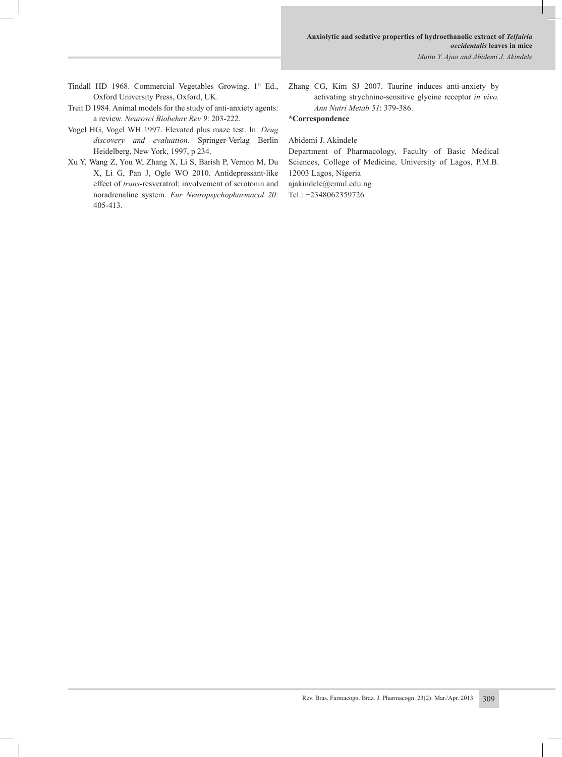Tindall HD 1968. Commercial Vegetables Growing. 1st Ed., Oxford University Press, Oxford, UK.

Treit D 1984. Animal models for the study of anti-anxiety agents: a review. *Neurosci Biobehav Rev 9*: 203-222.

Vogel HG, Vogel WH 1997. Elevated plus maze test. In: *Drug discovery and evaluation.* Springer-Verlag Berlin Heidelberg, New York, 1997, p 234.

Xu Y, Wang Z, You W, Zhang X, Li S, Barish P, Vernon M, Du X, Li G, Pan J, Ogle WO 2010. Antidepressant-like effect of *trans*-resveratrol: involvement of serotonin and noradrenaline system. *Eur Neuropsychopharmacol 20*: 405-413.

Zhang CG, Kim SJ 2007. Taurine induces anti-anxiety by activating strychnine-sensitive glycine receptor *in vivo. Ann Nutri Metab 51*: 379-386.

**\*Correspondence**

Abidemi J. Akindele

Department of Pharmacology, Faculty of Basic Medical Sciences, College of Medicine, University of Lagos, P.M.B. 12003 Lagos, Nigeria

ajakindele@cmul.edu.ng

Tel.: +2348062359726